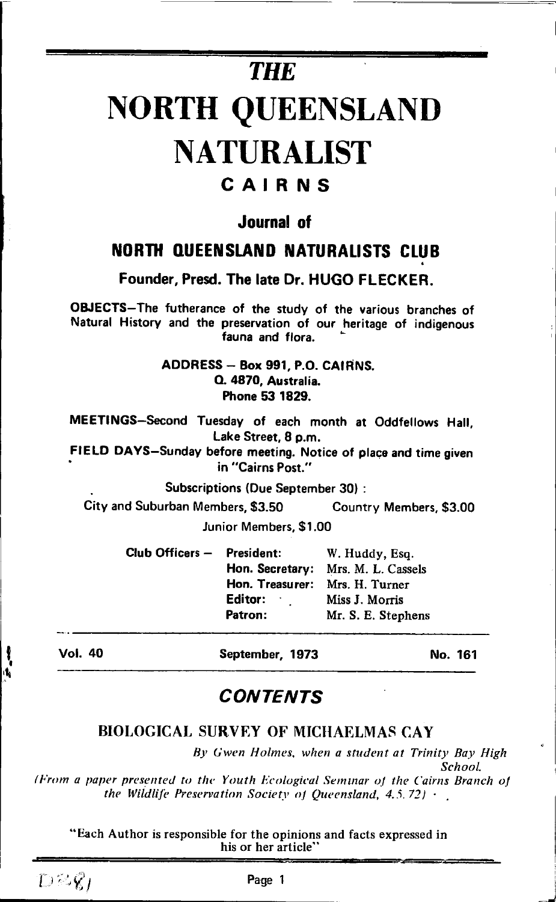# THE

# NORTH QUEENSLAND NATURALIST

## CAIRNS

### Journal of

### NORTH QUEENSLAND NATURALISTS CLUB

**Founder, Presd. The late Dr. HUGO FLECKER.**

**OBJECTS**—The futherance of the study of the various branches of Natural History and the preservation of our heritage of indigenous fauna and flora.

**ADDRESS — Box 991, P.O. CAIRNS.**
**Q. 4870, Australia.**
**Phone 53 1829.**

**MEETINGS**—Second Tuesday of each month at Oddfellows Hall, Lake Street, 8 p.m.

**FIELD DAYS**—Sunday before meeting. Notice of place and time given in "Cairns Post."

Subscriptions (Due September 30) :

City and Suburban Members, $3.50 — Country Members, $3.00

Junior Members, $1.00

| Club Officers — | | |
|---|---|---|
| | **President:** | W. Huddy, Esq. |
| | **Hon. Secretary:** | Mrs. M. L. Cassels |
| | **Hon. Treasurer:** | Mrs. H. Turner |
| | **Editor:** | Miss J. Morris |
| | **Patron:** | Mr. S. E. Stephens |

**Vol. 40** — **September, 1973** — **No. 161**

## CONTENTS

### BIOLOGICAL SURVEY OF MICHAELMAS CAY

*By Gwen Holmes, when a student at Trinity Bay High School.*

*(From a paper presented to the Youth Ecological Seminar of the Cairns Branch of the Wildlife Preservation Society of Queensland, 4.5.72)*

"Each Author is responsible for the opinions and facts expressed in his or her article"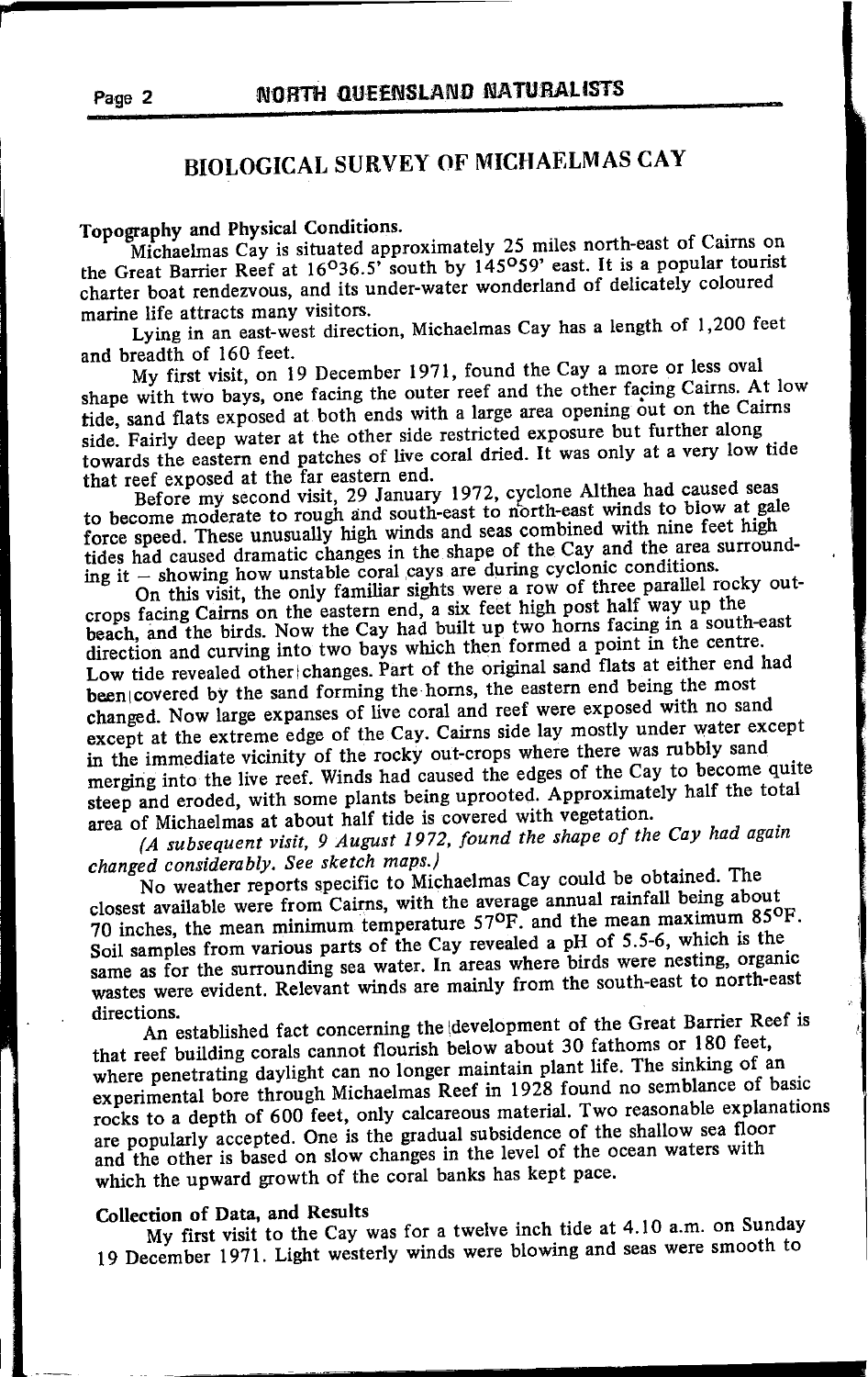# BIOLOGICAL SURVEY OF MICHAELMAS CAY

**Topography and Physical Conditions.**

Michaelmas Cay is situated approximately 25 miles north-east of Cairns on the Great Barrier Reef at 16°36.5' south by 145°59' east. It is a popular tourist charter boat rendezvous, and its under-water wonderland of delicately coloured marine life attracts many visitors.

Lying in an east-west direction, Michaelmas Cay has a length of 1,200 feet and breadth of 160 feet.

My first visit, on 19 December 1971, found the Cay a more or less oval shape with two bays, one facing the outer reef and the other facing Cairns. At low tide, sand flats exposed at both ends with a large area opening out on the Cairns side. Fairly deep water at the other side restricted exposure but further along towards the eastern end patches of live coral dried. It was only at a very low tide that reef exposed at the far eastern end.

Before my second visit, 29 January 1972, cyclone Althea had caused seas to become moderate to rough and south-east to north-east winds to blow at gale force speed. These unusually high winds and seas combined with nine feet high tides had caused dramatic changes in the shape of the Cay and the area surrounding it – showing how unstable coral cays are during cyclonic conditions.

On this visit, the only familiar sights were a row of three parallel rocky outcrops facing Cairns on the eastern end, a six feet high post half way up the beach, and the birds. Now the Cay had built up two horns facing in a south-east direction and curving into two bays which then formed a point in the centre. Low tide revealed other changes. Part of the original sand flats at either end had been covered by the sand forming the horns, the eastern end being the most changed. Now large expanses of live coral and reef were exposed with no sand except at the extreme edge of the Cay. Cairns side lay mostly under water except in the immediate vicinity of the rocky out-crops where there was rubbly sand merging into the live reef. Winds had caused the edges of the Cay to become quite steep and eroded, with some plants being uprooted. Approximately half the total area of Michaelmas at about half tide is covered with vegetation.

*(A subsequent visit, 9 August 1972, found the shape of the Cay had again changed considerably. See sketch maps.)*

No weather reports specific to Michaelmas Cay could be obtained. The closest available were from Cairns, with the average annual rainfall being about 70 inches, the mean minimum temperature 57°F. and the mean maximum 85°F. Soil samples from various parts of the Cay revealed a pH of 5.5-6, which is the same as for the surrounding sea water. In areas where birds were nesting, organic wastes were evident. Relevant winds are mainly from the south-east to north-east directions.

An established fact concerning the development of the Great Barrier Reef is that reef building corals cannot flourish below about 30 fathoms or 180 feet, where penetrating daylight can no longer maintain plant life. The sinking of an experimental bore through Michaelmas Reef in 1928 found no semblance of basic rocks to a depth of 600 feet, only calcareous material. Two reasonable explanations are popularly accepted. One is the gradual subsidence of the shallow sea floor and the other is based on slow changes in the level of the ocean waters with which the upward growth of the coral banks has kept pace.

**Collection of Data, and Results**

My first visit to the Cay was for a twelve inch tide at 4.10 a.m. on Sunday 19 December 1971. Light westerly winds were blowing and seas were smooth to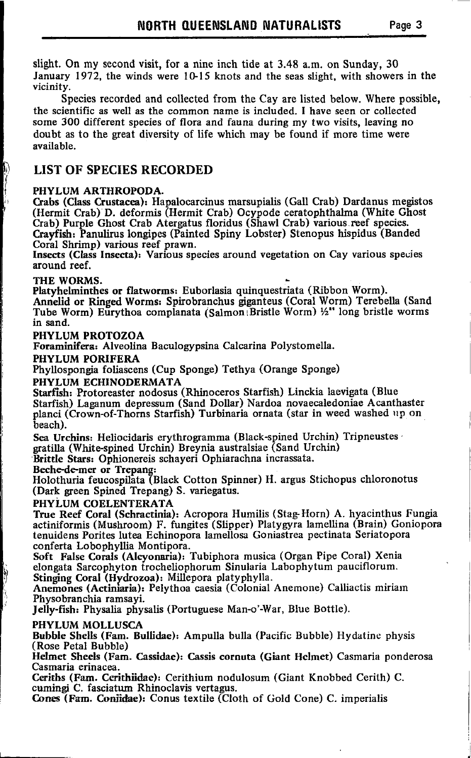slight. On my second visit, for a nine inch tide at 3.48 a.m. on Sunday, 30 January 1972, the winds were 10-15 knots and the seas slight, with showers in the vicinity.

Species recorded and collected from the Cay are listed below. Where possible, the scientific as well as the common name is included. I have seen or collected some 300 different species of flora and fauna during my two visits, leaving no doubt as to the great diversity of life which may be found if more time were available.

## LIST OF SPECIES RECORDED

**PHYLUM ARTHROPODA.**

**Crabs (Class Crustacea):** Hapalocarcinus marsupialis (Gall Crab) Dardanus megistos (Hermit Crab) D. deformis (Hermit Crab) Ocypode ceratophthalma (White Ghost Crab) Purple Ghost Crab Atergatus floridus (Shawl Crab) various reef species.

**Crayfish:** Panulirus longipes (Painted Spiny Lobster) Stenopus hispidus (Banded Coral Shrimp) various reef prawn.

**Insects (Class Insecta):** Various species around vegetation on Cay various species around reef.

**THE WORMS.**

**Platyhelminthes or flatworms:** Euborlasia quinquestriata (Ribbon Worm).

**Annelid or Ringed Worms:** Spirobranchus giganteus (Coral Worm) Terebella (Sand Tube Worm) Eurythoa complanata (Salmon Bristle Worm) ½" long bristle worms in sand.

**PHYLUM PROTOZOA**

**Foraminifera:** Alveolina Baculogypsina Calcarina Polystomella.

**PHYLUM PORIFERA**

Phyllospongia foliascens (Cup Sponge) Tethya (Orange Sponge)

**PHYLUM ECHINODERMATA**

**Starfish:** Protoreaster nodosus (Rhinoceros Starfish) Linckia laevigata (Blue Starfish) Laganum depressum (Sand Dollar) Nardoa novaecaledoniae Acanthaster planci (Crown-of-Thorns Starfish) Turbinaria ornata (star in weed washed up on beach).

**Sea Urchins:** Heliocidaris erythrogramma (Black-spined Urchin) Tripneustes gratilla (White-spined Urchin) Breynia australsiae (Sand Urchin)

**Brittle Stars:** Ophionereis schayeri Ophiarachna incrassata.

**Beche-de-mer or Trepang:**

Holothuria feucospilata (Black Cotton Spinner) H. argus Stichopus chloronotus (Dark green Spined Trepang) S. variegatus.

**PHYLUM COELENTERATA**

**True Reef Coral (Schractinia):** Acropora Humilis (Stag-Horn) A. hyacinthus Fungia actiniformis (Mushroom) F. fungites (Slipper) Platygyra lamellina (Brain) Goniopora tenuidens Porites lutea Echinopora lamellosa Goniastrea pectinata Seriatopora conferta Lobophyllia Montipora.

**Soft False Corals (Alcyonaria):** Tubiphora musica (Organ Pipe Coral) Xenia elongata Sarcophyton trocheliophorum Sinularia Labophytum pauciflorum.

**Stinging Coral (Hydrozoa):** Millepora platyphylla.

**Anemones (Actiniaria):** Pelythoa caesia (Colonial Anemone) Calliactis miriam Physobranchia ramsayi.

**Jelly-fish:** Physalia physalis (Portuguese Man-o'-War, Blue Bottle).

**PHYLUM MOLLUSCA**

**Bubble Shells (Fam. Bullidae):** Ampulla bulla (Pacific Bubble) Hydatine physis (Rose Petal Bubble)

**Helmet Sheels (Fam. Cassidae):** Cassis cornuta (Giant Helmet) Casmaria ponderosa Casmaria erinacea.

**Ceriths (Fam. Cerithiidae):** Cerithium nodulosum (Giant Knobbed Cerith) C. cumingi C. fasciatum Rhinoclavis vertagus.

**Cones (Fam. Coniidae):** Conus textile (Cloth of Gold Cone) C. imperialis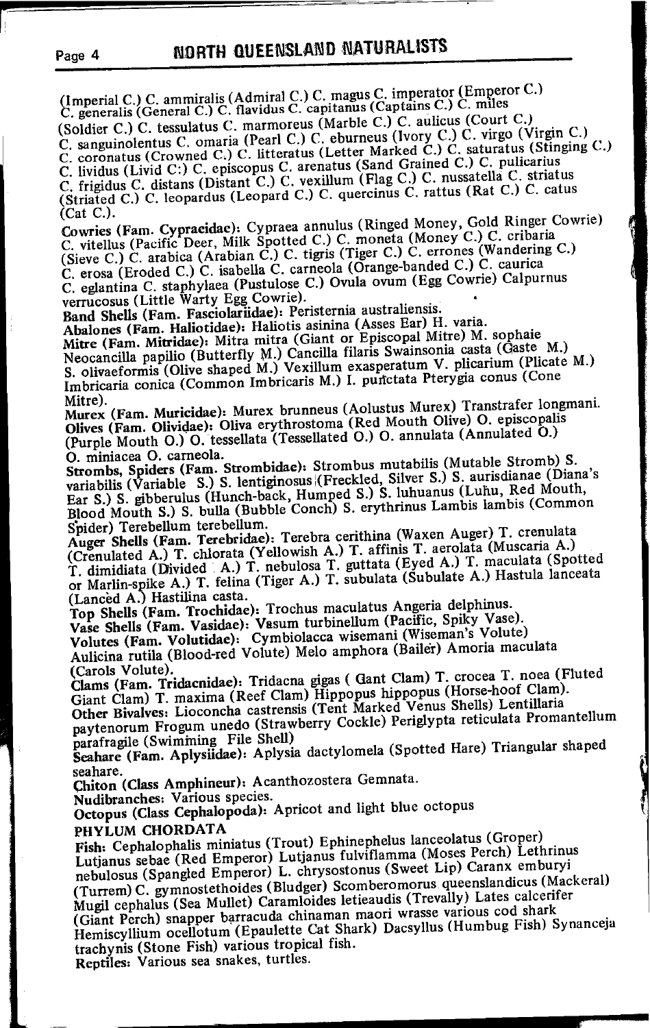(Imperial C.) C. ammiralis (Admiral C.) C. magus C. imperator (Emperor C.) C. generalis (General C.) C. flavidus C. capitanus (Captains C.) C. miles (Soldier C.) C. tessulatus C. marmoreus (Marble C.) C. aulicus (Court C.) C. sanguinolentus C. omaria (Pearl C.) C. eburneus (Ivory C.) C. virgo (Virgin C.) C. coronatus (Crowned C.) C. litteratus (Letter Marked C.) C. saturatus (Stinging C.) C. lividus (Livid C:) C. episcopus C. arenatus (Sand Grained C.) C. pulicarius C. frigidus C. distans (Distant C.) C. vexillum (Flag C.) C. nussatella C. striatus (Striated C.) C. leopardus (Leopard C.) C. quercinus C. rattus (Rat C.) C. catus (Cat C.).

**Cowries (Fam. Cypraeidae):** Cypraea annulus (Ringed Money, Gold Ringer Cowrie) C. vitellus (Pacific Deer, Milk Spotted C.) C. moneta (Money C.) C. cribaria (Sieve C.) C. arabica (Arabian C.) C. tigris (Tiger C.) C. errones (Wandering C.) C. erosa (Eroded C.) C. isabella C. carneola (Orange-banded C.) C. caurica C. eglantina C. staphylaea (Pustulose C.) Ovula ovum (Egg Cowrie) Calpurnus verrucosus (Little Warty Egg Cowrie).

**Band Shells (Fam. Fasciolariidae):** Peristernia australiensis.

**Abalones (Fam. Haliotidae):** Haliotis asinina (Asses Ear) H. varia.

**Mitre (Fam. Mitridae):** Mitra mitra (Giant or Episcopal Mitre) M. sophaie Neocancilla papilio (Butterfly M.) Cancilla filaris Swainsonia casta (Gaste M.) S. olivaeformis (Olive shaped M.) Vexillum exasperatum V. plicarium (Plicate M.) Imbricaria conica (Common Imbricaris M.) I. punctata Pterygia conus (Cone Mitre).

**Murex (Fam. Muricidae):** Murex brunneus (Aolustus Murex) Transtrafer longmani.

**Olives (Fam. Olividae):** Oliva erythrostoma (Red Mouth Olive) O. episcopalis (Purple Mouth O.) O. tessellata (Tessellated O.) O. annulata (Annulated O.) O. miniacea O. carneola.

**Strombs, Spiders (Fam. Strombidae):** Strombus mutabilis (Mutable Stromb) S. variabilis (Variable S.) S. lentiginosus (Freckled, Silver S.) S. aurisdianae (Diana's Ear S.) S. gibberulus (Hunch-back, Humped S.) S. luhuanus (Luhu, Red Mouth, Blood Mouth S.) S. bulla (Bubble Conch) S. erythrinus Lambis lambis (Common Spider) Terebellum terebellum.

**Auger Shells (Fam. Terebridae):** Terebra cerithina (Waxen Auger) T. crenulata (Crenulated A.) T. chlorata (Yellowish A.) T. affinis T. aerolata (Muscaria A.) T. dimidiata (Divided A.) T. nebulosa T. guttata (Eyed A.) T. maculata (Spotted or Marlin-spike A.) T. felina (Tiger A.) T. subulata (Subulate A.) Hastula lanceata (Lanced A.) Hastilina casta.

**Top Shells (Fam. Trochidae):** Trochus maculatus Angeria delphinus.

**Vase Shells (Fam. Vasidae):** Vasum turbinellum (Pacific, Spiky Vase).

**Volutes (Fam. Volutidae):** Cymbiolacca wisemani (Wiseman's Volute) Aulicina rutila (Blood-red Volute) Melo amphora (Bailer) Amoria maculata (Carols Volute).

**Clams (Fam. Tridacnidae):** Tridacna gigas ( Gant Clam) T. crocea T. noea (Fluted Giant Clam) T. maxima (Reef Clam) Hippopus hippopus (Horse-hoof Clam).

**Other Bivalves:** Lioconcha castrensis (Tent Marked Venus Shells) Lentillaria paytenorum Frogum unedo (Strawberry Cockle) Periglypta reticulata Promantellum parafragile (Swimming File Shell)

**Seahare (Fam. Aplysiidae):** Aplysia dactylomela (Spotted Hare) Triangular shaped seahare.

**Chiton (Class Amphineur):** Acanthozostera Gemnata.

**Nudibranches:** Various species.

**Octopus (Class Cephalopoda):** Apricot and light blue octopus

**PHYLUM CHORDATA**

**Fish:** Cephalophalis miniatus (Trout) Ephinephelus lanceolatus (Groper) Lutjanus sebae (Red Emperor) Lutjanus fulviflamma (Moses Perch) Lethrinus nebulosus (Spangled Emperor) L. chrysostonus (Sweet Lip) Caranx emburyi (Turrem) C. gymnostethoides (Bludger) Scomberomorus queenslandicus (Mackeral) Mugil cephalus (Sea Mullet) Caramloides letieaudis (Trevally) Lates calcerifer (Giant Perch) snapper barracuda chinaman maori wrasse various cod shark Hemiscyllium ocellotum (Epaulette Cat Shark) Dacsyllus (Humbug Fish) Synanceja trachynis (Stone Fish) various tropical fish.

**Reptiles:** Various sea snakes, turtles.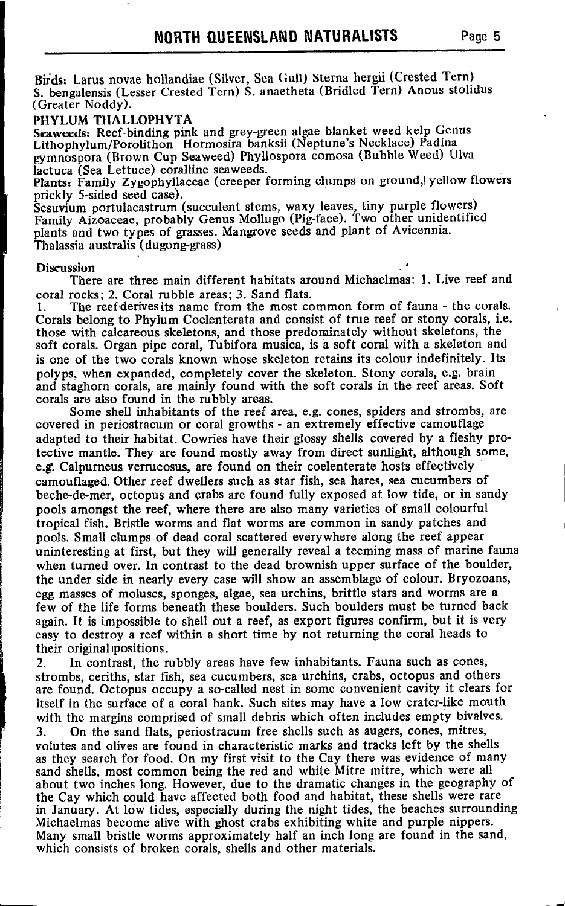**Birds:** Larus novae hollandiae (Silver, Sea Gull) Sterna hergii (Crested Tern) S. bengalensis (Lesser Crested Tern) S. anaetheta (Bridled Tern) Anous stolidus (Greater Noddy).

**PHYLUM THALLOPHYTA**

**Seaweeds:** Reef-binding pink and grey-green algae blanket weed kelp Genus Lithophylum/Porolithon Hormosira banksii (Neptune's Necklace) Padina gymnospora (Brown Cup Seaweed) Phyllospora comosa (Bubble Weed) Ulva lactuca (Sea Lettuce) coralline seaweeds.

**Plants:** Family Zygophyllaceae (creeper forming clumps on ground, yellow flowers prickly 5-sided seed case).

Sesuvium portulacastrum (succulent stems, waxy leaves, tiny purple flowers) Family Aizoaceae, probably Genus Mollugo (Pig-face). Two other unidentified plants and two types of grasses. Mangrove seeds and plant of Avicennia. Thalassia australis (dugong-grass)

**Discussion**

There are three main different habitats around Michaelmas: 1. Live reef and coral rocks; 2. Coral rubble areas; 3. Sand flats.

1. The reef derives its name from the most common form of fauna - the corals. Corals belong to Phylum Coelenterata and consist of true reef or stony corals, i.e. those with calcareous skeletons, and those predominately without skeletons, the soft corals. Organ pipe coral, Tubifora musica, is a soft coral with a skeleton and is one of the two corals known whose skeleton retains its colour indefinitely. Its polyps, when expanded, completely cover the skeleton. Stony corals, e.g. brain and staghorn corals, are mainly found with the soft corals in the reef areas. Soft corals are also found in the rubbly areas.

Some shell inhabitants of the reef area, e.g. cones, spiders and strombs, are covered in periostracum or coral growths - an extremely effective camouflage adapted to their habitat. Cowries have their glossy shells covered by a fleshy protective mantle. They are found mostly away from direct sunlight, although some, e.g. Calpurneus verrucosus, are found on their coelenterate hosts effectively camouflaged. Other reef dwellers such as star fish, sea hares, sea cucumbers of beche-de-mer, octopus and crabs are found fully exposed at low tide, or in sandy pools amongst the reef, where there are also many varieties of small colourful tropical fish. Bristle worms and flat worms are common in sandy patches and pools. Small clumps of dead coral scattered everywhere along the reef appear uninteresting at first, but they will generally reveal a teeming mass of marine fauna when turned over. In contrast to the dead brownish upper surface of the boulder, the under side in nearly every case will show an assemblage of colour. Bryozoans, egg masses of moluscs, sponges, algae, sea urchins, brittle stars and worms are a few of the life forms beneath these boulders. Such boulders must be turned back again. It is impossible to shell out a reef, as export figures confirm, but it is very easy to destroy a reef within a short time by not returning the coral heads to their original positions.

2. In contrast, the rubbly areas have few inhabitants. Fauna such as cones, strombs, ceriths, star fish, sea cucumbers, sea urchins, crabs, octopus and others are found. Octopus occupy a so-called nest in some convenient cavity it clears for itself in the surface of a coral bank. Such sites may have a low crater-like mouth with the margins comprised of small debris which often includes empty bivalves.

3. On the sand flats, periostracum free shells such as augers, cones, mitres, volutes and olives are found in characteristic marks and tracks left by the shells as they search for food. On my first visit to the Cay there was evidence of many sand shells, most common being the red and white Mitre mitre, which were all about two inches long. However, due to the dramatic changes in the geography of the Cay which could have affected both food and habitat, these shells were rare in January. At low tides, especially during the night tides, the beaches surrounding Michaelmas become alive with ghost crabs exhibiting white and purple nippers. Many small bristle worms approximately half an inch long are found in the sand, which consists of broken corals, shells and other materials.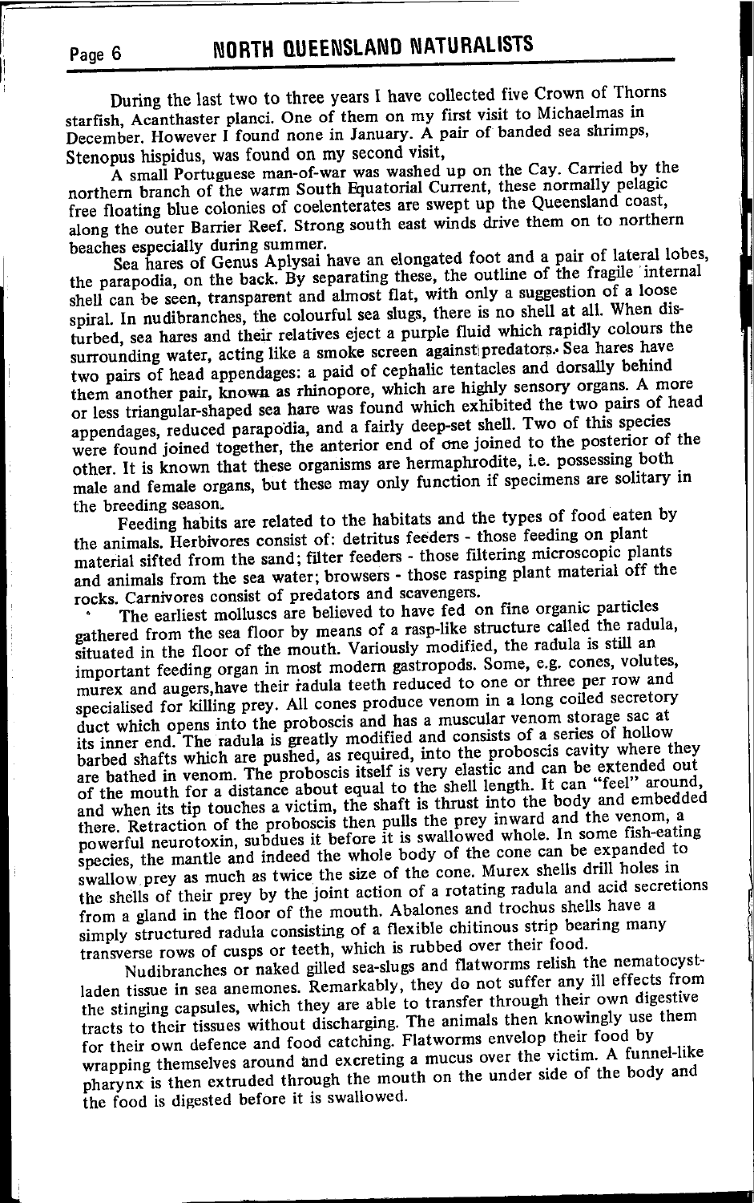During the last two to three years I have collected five Crown of Thorns starfish, Acanthaster planci. One of them on my first visit to Michaelmas in December. However I found none in January. A pair of banded sea shrimps, Stenopus hispidus, was found on my second visit,

A small Portuguese man-of-war was washed up on the Cay. Carried by the northern branch of the warm South Equatorial Current, these normally pelagic free floating blue colonies of coelenterates are swept up the Queensland coast, along the outer Barrier Reef. Strong south east winds drive them on to northern beaches especially during summer.

Sea hares of Genus Aplysai have an elongated foot and a pair of lateral lobes, the parapodia, on the back. By separating these, the outline of the fragile internal shell can be seen, transparent and almost flat, with only a suggestion of a loose spiral. In nudibranches, the colourful sea slugs, there is no shell at all. When disturbed, sea hares and their relatives eject a purple fluid which rapidly colours the surrounding water, acting like a smoke screen against predators. Sea hares have two pairs of head appendages: a paid of cephalic tentacles and dorsally behind them another pair, known as rhinopore, which are highly sensory organs. A more or less triangular-shaped sea hare was found which exhibited the two pairs of head appendages, reduced parapodia, and a fairly deep-set shell. Two of this species were found joined together, the anterior end of one joined to the posterior of the other. It is known that these organisms are hermaphrodite, i.e. possessing both male and female organs, but these may only function if specimens are solitary in the breeding season.

Feeding habits are related to the habitats and the types of food eaten by the animals. Herbivores consist of: detritus feeders - those feeding on plant material sifted from the sand; filter feeders - those filtering microscopic plants and animals from the sea water; browsers - those rasping plant material off the rocks. Carnivores consist of predators and scavengers.

The earliest molluscs are believed to have fed on fine organic particles gathered from the sea floor by means of a rasp-like structure called the radula, situated in the floor of the mouth. Variously modified, the radula is still an important feeding organ in most modern gastropods. Some, e.g. cones, volutes, murex and augers,have their radula teeth reduced to one or three per row and specialised for killing prey. All cones produce venom in a long coiled secretory duct which opens into the proboscis and has a muscular venom storage sac at its inner end. The radula is greatly modified and consists of a series of hollow barbed shafts which are pushed, as required, into the proboscis cavity where they are bathed in venom. The proboscis itself is very elastic and can be extended out of the mouth for a distance about equal to the shell length. It can "feel" around, and when its tip touches a victim, the shaft is thrust into the body and embedded there. Retraction of the proboscis then pulls the prey inward and the venom, a powerful neurotoxin, subdues it before it is swallowed whole. In some fish-eating species, the mantle and indeed the whole body of the cone can be expanded to swallow prey as much as twice the size of the cone. Murex shells drill holes in the shells of their prey by the joint action of a rotating radula and acid secretions from a gland in the floor of the mouth. Abalones and trochus shells have a simply structured radula consisting of a flexible chitinous strip bearing many transverse rows of cusps or teeth, which is rubbed over their food.

Nudibranches or naked gilled sea-slugs and flatworms relish the nematocyst-laden tissue in sea anemones. Remarkably, they do not suffer any ill effects from the stinging capsules, which they are able to transfer through their own digestive tracts to their tissues without discharging. The animals then knowingly use them for their own defence and food catching. Flatworms envelop their food by wrapping themselves around and excreting a mucus over the victim. A funnel-like pharynx is then extruded through the mouth on the under side of the body and the food is digested before it is swallowed.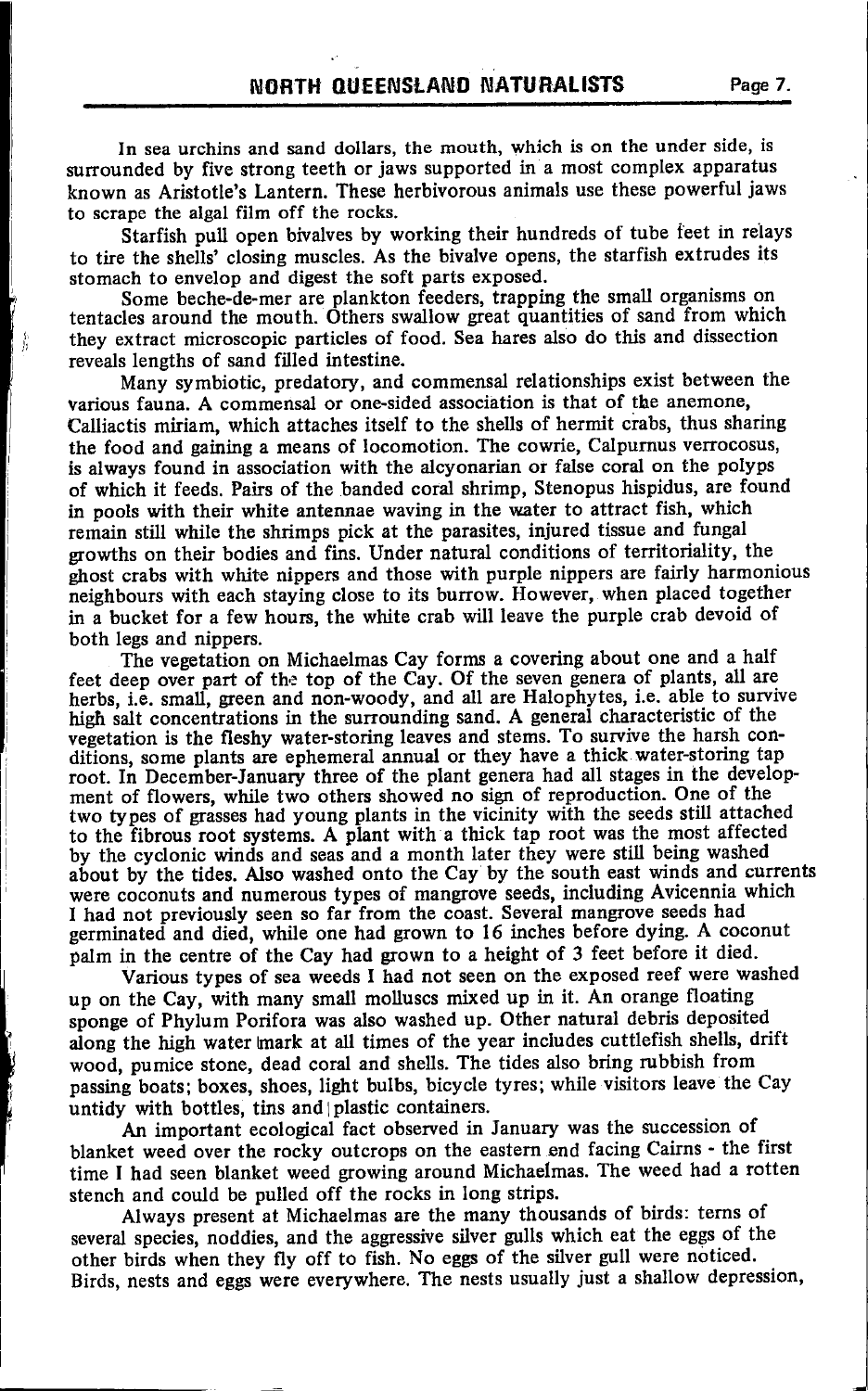In sea urchins and sand dollars, the mouth, which is on the under side, is surrounded by five strong teeth or jaws supported in a most complex apparatus known as Aristotle's Lantern. These herbivorous animals use these powerful jaws to scrape the algal film off the rocks.

Starfish pull open bivalves by working their hundreds of tube feet in relays to tire the shells' closing muscles. As the bivalve opens, the starfish extrudes its stomach to envelop and digest the soft parts exposed.

Some beche-de-mer are plankton feeders, trapping the small organisms on tentacles around the mouth. Others swallow great quantities of sand from which they extract microscopic particles of food. Sea hares also do this and dissection reveals lengths of sand filled intestine.

Many symbiotic, predatory, and commensal relationships exist between the various fauna. A commensal or one-sided association is that of the anemone, Calliactis miriam, which attaches itself to the shells of hermit crabs, thus sharing the food and gaining a means of locomotion. The cowrie, Calpurnus verrocosus, is always found in association with the alcyonarian or false coral on the polyps of which it feeds. Pairs of the banded coral shrimp, Stenopus hispidus, are found in pools with their white antennae waving in the water to attract fish, which remain still while the shrimps pick at the parasites, injured tissue and fungal growths on their bodies and fins. Under natural conditions of territoriality, the ghost crabs with white nippers and those with purple nippers are fairly harmonious neighbours with each staying close to its burrow. However, when placed together in a bucket for a few hours, the white crab will leave the purple crab devoid of both legs and nippers.

The vegetation on Michaelmas Cay forms a covering about one and a half feet deep over part of the top of the Cay. Of the seven genera of plants, all are herbs, i.e. small, green and non-woody, and all are Halophytes, i.e. able to survive high salt concentrations in the surrounding sand. A general characteristic of the vegetation is the fleshy water-storing leaves and stems. To survive the harsh conditions, some plants are ephemeral annual or they have a thick water-storing tap root. In December-January three of the plant genera had all stages in the development of flowers, while two others showed no sign of reproduction. One of the two types of grasses had young plants in the vicinity with the seeds still attached to the fibrous root systems. A plant with a thick tap root was the most affected by the cyclonic winds and seas and a month later they were still being washed about by the tides. Also washed onto the Cay by the south east winds and currents were coconuts and numerous types of mangrove seeds, including Avicennia which I had not previously seen so far from the coast. Several mangrove seeds had germinated and died, while one had grown to 16 inches before dying. A coconut palm in the centre of the Cay had grown to a height of 3 feet before it died.

Various types of sea weeds I had not seen on the exposed reef were washed up on the Cay, with many small molluscs mixed up in it. An orange floating sponge of Phylum Porifora was also washed up. Other natural debris deposited along the high water mark at all times of the year includes cuttlefish shells, drift wood, pumice stone, dead coral and shells. The tides also bring rubbish from passing boats; boxes, shoes, light bulbs, bicycle tyres; while visitors leave the Cay untidy with bottles, tins and plastic containers.

An important ecological fact observed in January was the succession of blanket weed over the rocky outcrops on the eastern end facing Cairns - the first time I had seen blanket weed growing around Michaelmas. The weed had a rotten stench and could be pulled off the rocks in long strips.

Always present at Michaelmas are the many thousands of birds: terns of several species, noddies, and the aggressive silver gulls which eat the eggs of the other birds when they fly off to fish. No eggs of the silver gull were noticed. Birds, nests and eggs were everywhere. The nests usually just a shallow depression,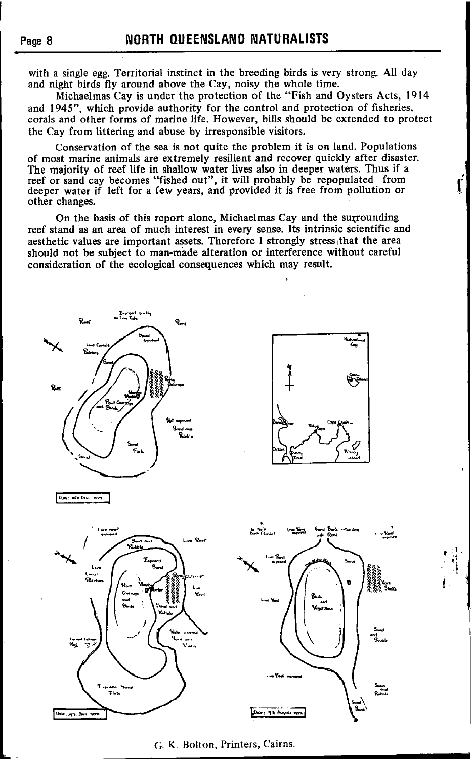with a single egg. Territorial instinct in the breeding birds is very strong. All day and night birds fly around above the Cay, noisy the whole time.

Michaelmas Cay is under the protection of the "Fish and Oysters Acts, 1914 and 1945", which provide authority for the control and protection of fisheries, corals and other forms of marine life. However, bills should be extended to protect the Cay from littering and abuse by irresponsible visitors.

Conservation of the sea is not quite the problem it is on land. Populations of most marine animals are extremely resilient and recover quickly after disaster. The majority of reef life in shallow water lives also in deeper waters. Thus if a reef or sand cay becomes "fished out", it will probably be repopulated from deeper water if left for a few years, and provided it is free from pollution or other changes.

On the basis of this report alone, Michaelmas Cay and the surrounding reef stand as an area of much interest in every sense. Its intrinsic scientific and aesthetic values are important assets. Therefore I strongly stress that the area should not be subject to man-made alteration or interference without careful consideration of the ecological consequences which may result.

Exposed partly on Low Tide
Reef
Reef
Sand exposed
Live Corals Patches
Sand
Reef
Plant Coverage and Birds
Rocky Outcrops
Not exposed Sand and Rubble
Sand Flats
Sand
Date: 18th Dec. 1971

Michaelmas Cay
Green Island
Cape Grafton
Cairns
Trinity Inlet
Fitzroy Island

Live reef exposed
Sand and Rubble
Live Reef
Exposed Sand
Live Coral Patches
Plant Coverage and Birds
Rocky Outcrops
Live Reef
Sand and Rubble
Exposed Sand Flats
Date: 29th Jan. 1972

Sand Bank extending onto Reef
Live Reef exposed
Live Reef exposed
Live Reef
Sand
Birds and Vegetation
Rock Shelf
Sand and Rubble
Live Reef exposed
Sand and Rubble
Sand Bank
Date: 9th August 1972

G. K. Bolton, Printers, Cairns.